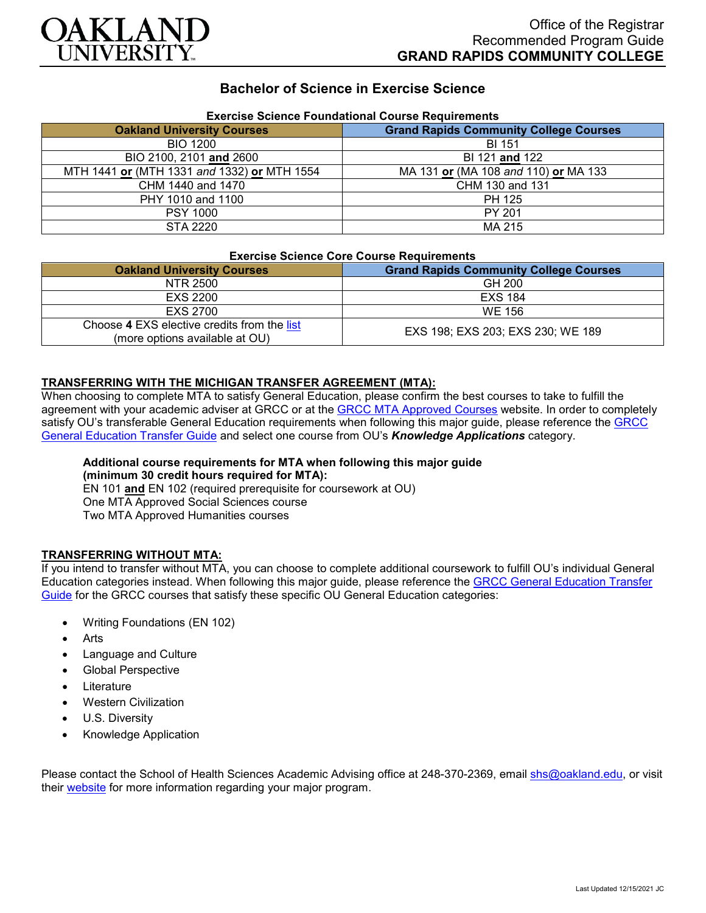Office of the Registrar
Recommended Program Guide
**GRAND RAPIDS COMMUNITY COLLEGE**

# Bachelor of Science in Exercise Science

### Exercise Science Foundational Course Requirements

| Oakland University Courses | Grand Rapids Community College Courses |
|---|---|
| BIO 1200 | BI 151 |
| BIO 2100, 2101 **and** 2600 | BI 121 **and** 122 |
| MTH 1441 **or** (MTH 1331 *and* 1332) **or** MTH 1554 | MA 131 **or** (MA 108 *and* 110) **or** MA 133 |
| CHM 1440 and 1470 | CHM 130 and 131 |
| PHY 1010 and 1100 | PH 125 |
| PSY 1000 | PY 201 |
| STA 2220 | MA 215 |

### Exercise Science Core Course Requirements

| Oakland University Courses | Grand Rapids Community College Courses |
|---|---|
| NTR 2500 | GH 200 |
| EXS 2200 | EXS 184 |
| EXS 2700 | WE 156 |
| Choose **4** EXS elective credits from the list (more options available at OU) | EXS 198; EXS 203; EXS 230; WE 189 |

**TRANSFERRING WITH THE MICHIGAN TRANSFER AGREEMENT (MTA):**
When choosing to complete MTA to satisfy General Education, please confirm the best courses to take to fulfill the agreement with your academic adviser at GRCC or at the GRCC MTA Approved Courses website. In order to completely satisfy OU's transferable General Education requirements when following this major guide, please reference the GRCC General Education Transfer Guide and select one course from OU's ***Knowledge Applications*** category.

**Additional course requirements for MTA when following this major guide (minimum 30 credit hours required for MTA):**
EN 101 **and** EN 102 (required prerequisite for coursework at OU)
One MTA Approved Social Sciences course
Two MTA Approved Humanities courses

**TRANSFERRING WITHOUT MTA:**
If you intend to transfer without MTA, you can choose to complete additional coursework to fulfill OU's individual General Education categories instead. When following this major guide, please reference the GRCC General Education Transfer Guide for the GRCC courses that satisfy these specific OU General Education categories:

- Writing Foundations (EN 102)
- Arts
- Language and Culture
- Global Perspective
- Literature
- Western Civilization
- U.S. Diversity
- Knowledge Application

Please contact the School of Health Sciences Academic Advising office at 248-370-2369, email shs@oakland.edu, or visit their website for more information regarding your major program.

Last Updated 12/15/2021 JC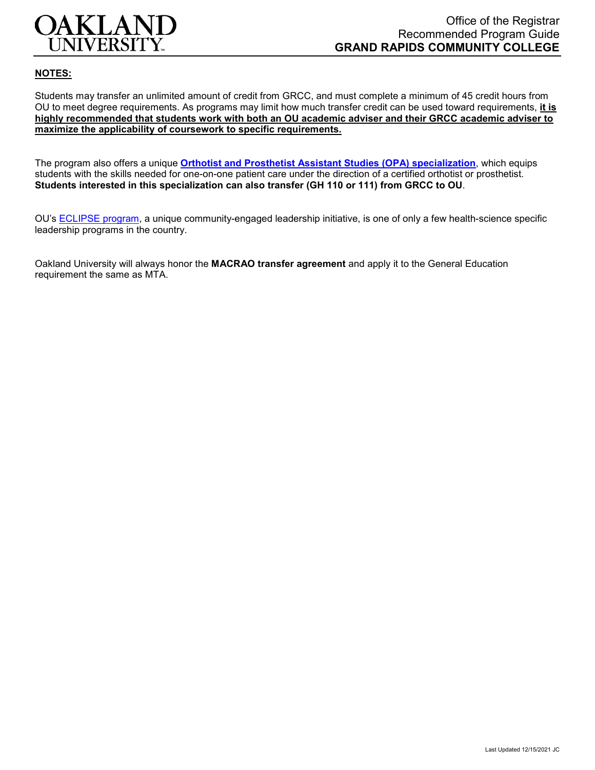**NOTES:**

Students may transfer an unlimited amount of credit from GRCC, and must complete a minimum of 45 credit hours from OU to meet degree requirements. As programs may limit how much transfer credit can be used toward requirements, **it is highly recommended that students work with both an OU academic adviser and their GRCC academic adviser to maximize the applicability of coursework to specific requirements.**

The program also offers a unique **Orthotist and Prosthetist Assistant Studies (OPA) specialization**, which equips students with the skills needed for one-on-one patient care under the direction of a certified orthotist or prosthetist. **Students interested in this specialization can also transfer (GH 110 or 111) from GRCC to OU**.

OU's ECLIPSE program, a unique community-engaged leadership initiative, is one of only a few health-science specific leadership programs in the country.

Oakland University will always honor the **MACRAO transfer agreement** and apply it to the General Education requirement the same as MTA.

Last Updated 12/15/2021 JC